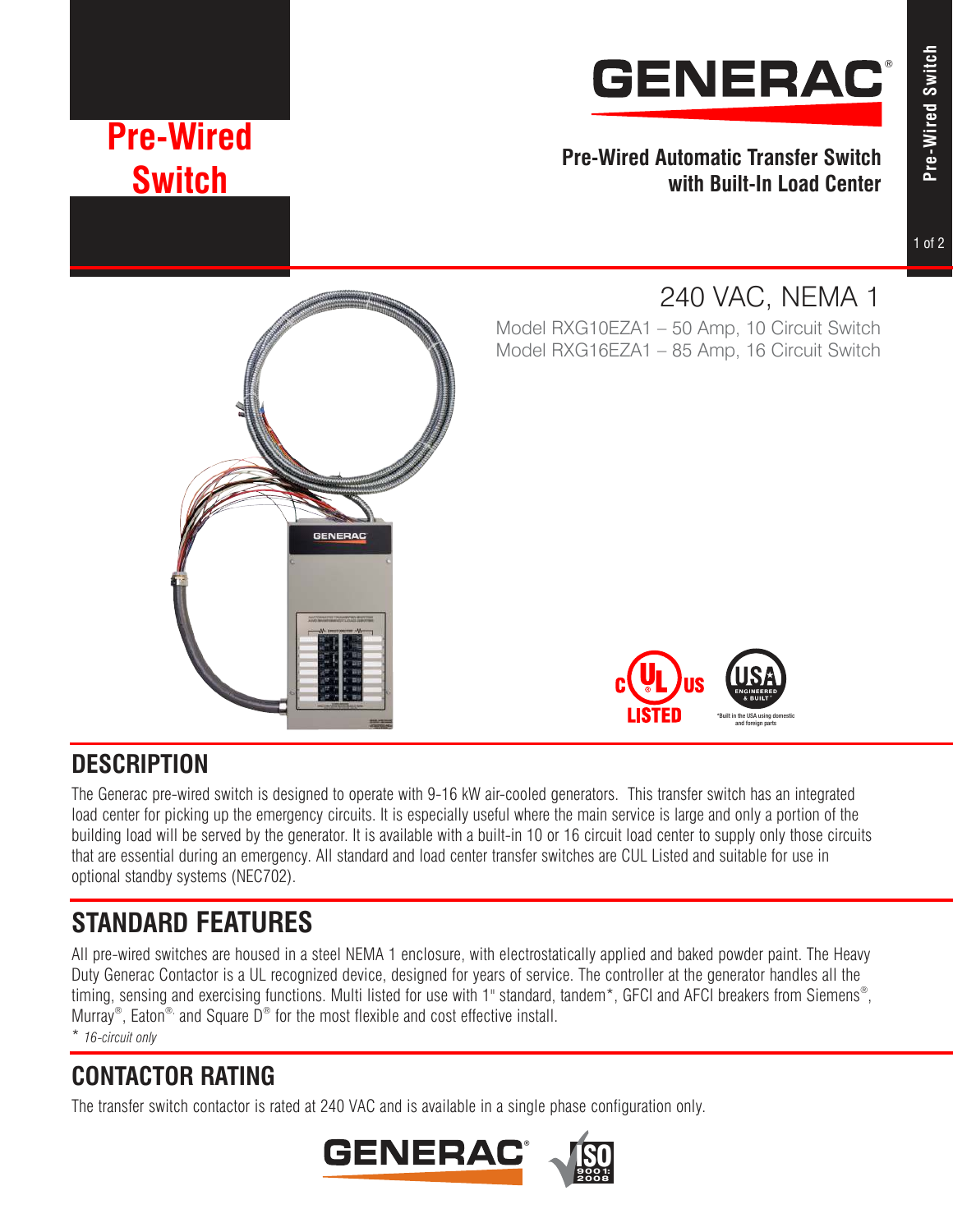# Pre-Wired Switch

GENERAC

## Pre-Wired Automatic Transfer Switch with Built-In Load Center

### 240 VAC, NEMA 1

Model RXG10EZA1 – 50 Amp, 10 Circuit Switch
Model RXG16EZA1 – 85 Amp, 16 Circuit Switch

*Built in the USA using domestic and foreign parts

## DESCRIPTION

The Generac pre-wired switch is designed to operate with 9-16 kW air-cooled generators. This transfer switch has an integrated load center for picking up the emergency circuits. It is especially useful where the main service is large and only a portion of the building load will be served by the generator. It is available with a built-in 10 or 16 circuit load center to supply only those circuits that are essential during an emergency. All standard and load center transfer switches are CUL Listed and suitable for use in optional standby systems (NEC702).

## STANDARD FEATURES

All pre-wired switches are housed in a steel NEMA 1 enclosure, with electrostatically applied and baked powder paint. The Heavy Duty Generac Contactor is a UL recognized device, designed for years of service. The controller at the generator handles all the timing, sensing and exercising functions. Multi listed for use with 1" standard, tandem*, GFCI and AFCI breakers from Siemens®, Murray®, Eaton® and Square D® for the most flexible and cost effective install.

*\* 16-circuit only*

## CONTACTOR RATING

The transfer switch contactor is rated at 240 VAC and is available in a single phase configuration only.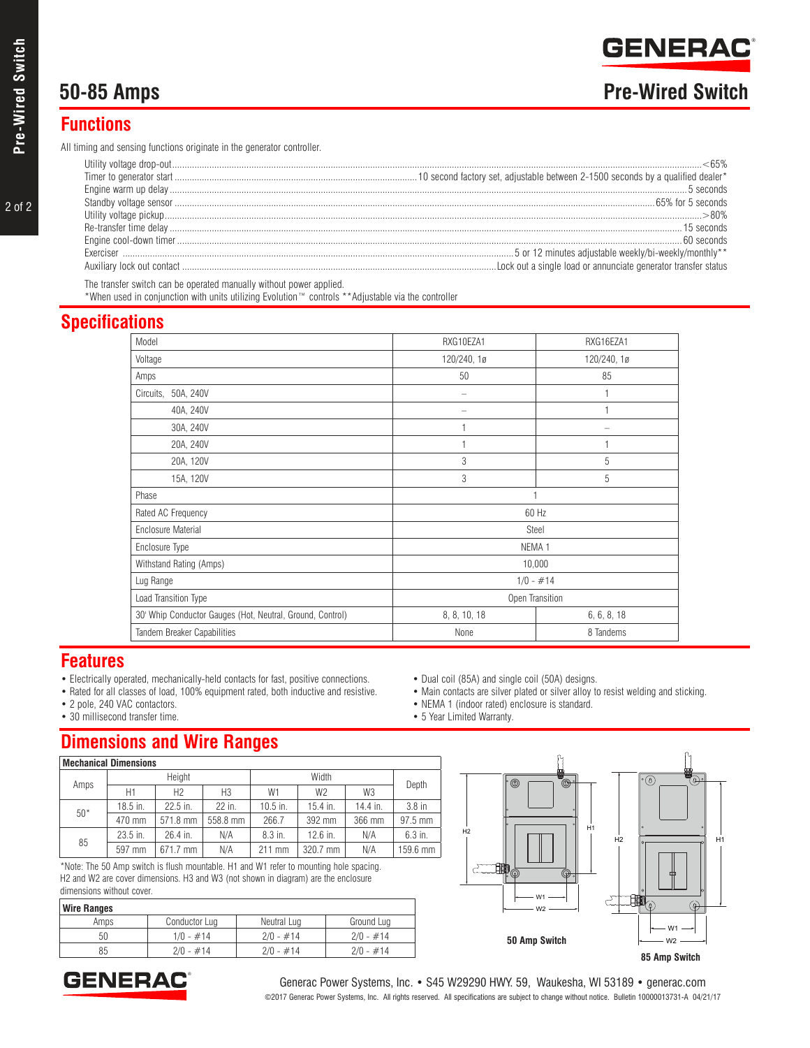# 50-85 Amps

# Pre-Wired Switch

## Functions

All timing and sensing functions originate in the generator controller.

- Utility voltage drop-out ........ <65%
- Timer to generator start ........ 10 second factory set, adjustable between 2-1500 seconds by a qualified dealer*
- Engine warm up delay ........ 5 seconds
- Standby voltage sensor ........ 65% for 5 seconds
- Utility voltage pickup ........ >80%
- Re-transfer time delay ........ 15 seconds
- Engine cool-down timer ........ 60 seconds
- Exerciser ........ 5 or 12 minutes adjustable weekly/bi-weekly/monthly**
- Auxiliary lock out contact ........ Lock out a single load or annunciate generator transfer status

The transfer switch can be operated manually without power applied.
*When used in conjunction with units utilizing Evolution™ controls **Adjustable via the controller

## Specifications

| Model | RXG10EZA1 | RXG16EZA1 |
|---|---|---|
| Voltage | 120/240, 1ø | 120/240, 1ø |
| Amps | 50 | 85 |
| Circuits, 50A, 240V | – | 1 |
| 40A, 240V | – | 1 |
| 30A, 240V | 1 | – |
| 20A, 240V | 1 | 1 |
| 20A, 120V | 3 | 5 |
| 15A, 120V | 3 | 5 |
| Phase | 1 | |
| Rated AC Frequency | 60 Hz | |
| Enclosure Material | Steel | |
| Enclosure Type | NEMA 1 | |
| Withstand Rating (Amps) | 10,000 | |
| Lug Range | 1/0 - #14 | |
| Load Transition Type | Open Transition | |
| 30' Whip Conductor Gauges (Hot, Neutral, Ground, Control) | 8, 8, 10, 18 | 6, 6, 8, 18 |
| Tandem Breaker Capabilities | None | 8 Tandems |

## Features

- Electrically operated, mechanically-held contacts for fast, positive connections.
- Rated for all classes of load, 100% equipment rated, both inductive and resistive.
- 2 pole, 240 VAC contactors.
- 30 millisecond transfer time.
- Dual coil (85A) and single coil (50A) designs.
- Main contacts are silver plated or silver alloy to resist welding and sticking.
- NEMA 1 (indoor rated) enclosure is standard.
- 5 Year Limited Warranty.

## Dimensions and Wire Ranges

**Mechanical Dimensions**

| Amps | Height | | | Width | | | Depth |
|---|---|---|---|---|---|---|---|
| | H1 | H2 | H3 | W1 | W2 | W3 | |
| 50* | 18.5 in. | 22.5 in. | 22 in. | 10.5 in. | 15.4 in. | 14.4 in. | 3.8 in |
| | 470 mm | 571.8 mm | 558.8 mm | 266.7 | 392 mm | 366 mm | 97.5 mm |
| 85 | 23.5 in. | 26.4 in. | N/A | 8.3 in. | 12.6 in. | N/A | 6.3 in. |
| | 597 mm | 671.7 mm | N/A | 211 mm | 320.7 mm | N/A | 159.6 mm |

*Note: The 50 Amp switch is flush mountable. H1 and W1 refer to mounting hole spacing. H2 and W2 are cover dimensions. H3 and W3 (not shown in diagram) are the enclosure dimensions without cover.

**Wire Ranges**

| Amps | Conductor Lug | Neutral Lug | Ground Lug |
|---|---|---|---|
| 50 | 1/0 - #14 | 2/0 - #14 | 2/0 - #14 |
| 85 | 2/0 - #14 | 2/0 - #14 | 2/0 - #14 |

H2 H1 W1 W2

50 Amp Switch

H2 H1 W1 W2

85 Amp Switch

Generac Power Systems, Inc. • S45 W29290 HWY. 59, Waukesha, WI 53189 • generac.com
©2017 Generac Power Systems, Inc. All rights reserved. All specifications are subject to change without notice. Bulletin 10000013731-A 04/21/17